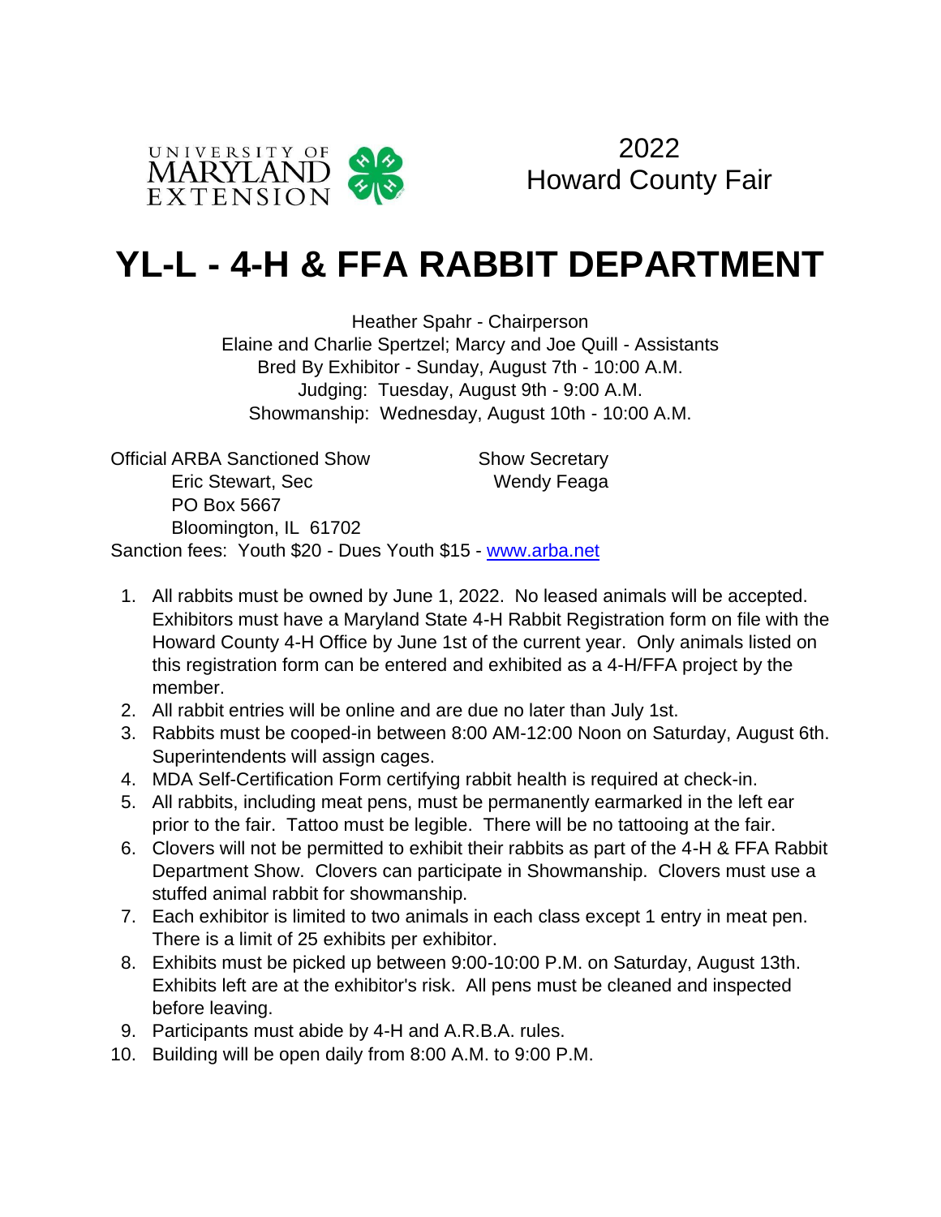UNIVERSITY OF MARYLAND EXTENSION

2022
Howard County Fair

# YL-L - 4-H & FFA RABBIT DEPARTMENT

Heather Spahr - Chairperson
Elaine and Charlie Spertzel; Marcy and Joe Quill - Assistants
Bred By Exhibitor - Sunday, August 7th - 10:00 A.M.
Judging: Tuesday, August 9th - 9:00 A.M.
Showmanship: Wednesday, August 10th - 10:00 A.M.

Official ARBA Sanctioned Show
Eric Stewart, Sec
PO Box 5667
Bloomington, IL 61702

Show Secretary
Wendy Feaga

Sanction fees: Youth $20 - Dues Youth $15 - [www.arba.net](http://www.arba.net)

1. All rabbits must be owned by June 1, 2022. No leased animals will be accepted. Exhibitors must have a Maryland State 4-H Rabbit Registration form on file with the Howard County 4-H Office by June 1st of the current year. Only animals listed on this registration form can be entered and exhibited as a 4-H/FFA project by the member.
2. All rabbit entries will be online and are due no later than July 1st.
3. Rabbits must be cooped-in between 8:00 AM-12:00 Noon on Saturday, August 6th. Superintendents will assign cages.
4. MDA Self-Certification Form certifying rabbit health is required at check-in.
5. All rabbits, including meat pens, must be permanently earmarked in the left ear prior to the fair. Tattoo must be legible. There will be no tattooing at the fair.
6. Clovers will not be permitted to exhibit their rabbits as part of the 4-H & FFA Rabbit Department Show. Clovers can participate in Showmanship. Clovers must use a stuffed animal rabbit for showmanship.
7. Each exhibitor is limited to two animals in each class except 1 entry in meat pen. There is a limit of 25 exhibits per exhibitor.
8. Exhibits must be picked up between 9:00-10:00 P.M. on Saturday, August 13th. Exhibits left are at the exhibitor's risk. All pens must be cleaned and inspected before leaving.
9. Participants must abide by 4-H and A.R.B.A. rules.
10. Building will be open daily from 8:00 A.M. to 9:00 P.M.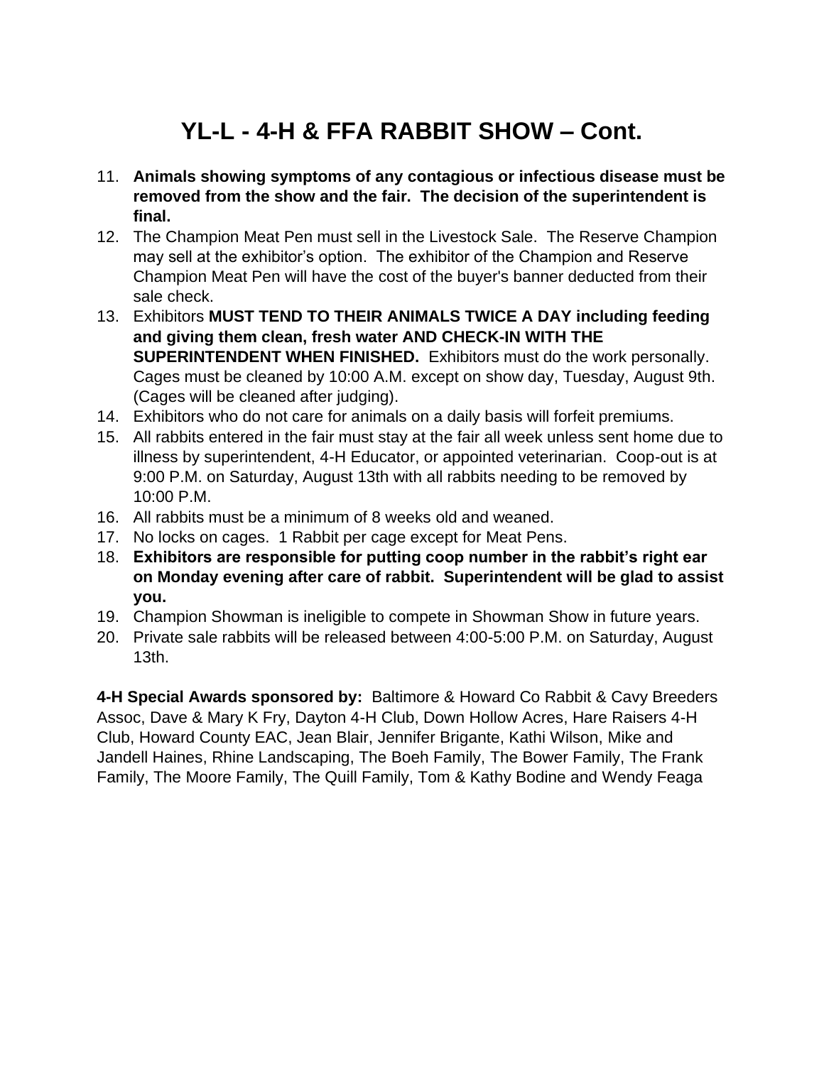# YL-L - 4-H & FFA RABBIT SHOW – Cont.

11. **Animals showing symptoms of any contagious or infectious disease must be removed from the show and the fair. The decision of the superintendent is final.**
12. The Champion Meat Pen must sell in the Livestock Sale. The Reserve Champion may sell at the exhibitor's option. The exhibitor of the Champion and Reserve Champion Meat Pen will have the cost of the buyer's banner deducted from their sale check.
13. Exhibitors **MUST TEND TO THEIR ANIMALS TWICE A DAY including feeding and giving them clean, fresh water AND CHECK-IN WITH THE SUPERINTENDENT WHEN FINISHED.** Exhibitors must do the work personally. Cages must be cleaned by 10:00 A.M. except on show day, Tuesday, August 9th. (Cages will be cleaned after judging).
14. Exhibitors who do not care for animals on a daily basis will forfeit premiums.
15. All rabbits entered in the fair must stay at the fair all week unless sent home due to illness by superintendent, 4-H Educator, or appointed veterinarian. Coop-out is at 9:00 P.M. on Saturday, August 13th with all rabbits needing to be removed by 10:00 P.M.
16. All rabbits must be a minimum of 8 weeks old and weaned.
17. No locks on cages. 1 Rabbit per cage except for Meat Pens.
18. **Exhibitors are responsible for putting coop number in the rabbit's right ear on Monday evening after care of rabbit. Superintendent will be glad to assist you.**
19. Champion Showman is ineligible to compete in Showman Show in future years.
20. Private sale rabbits will be released between 4:00-5:00 P.M. on Saturday, August 13th.

**4-H Special Awards sponsored by:** Baltimore & Howard Co Rabbit & Cavy Breeders Assoc, Dave & Mary K Fry, Dayton 4-H Club, Down Hollow Acres, Hare Raisers 4-H Club, Howard County EAC, Jean Blair, Jennifer Brigante, Kathi Wilson, Mike and Jandell Haines, Rhine Landscaping, The Boeh Family, The Bower Family, The Frank Family, The Moore Family, The Quill Family, Tom & Kathy Bodine and Wendy Feaga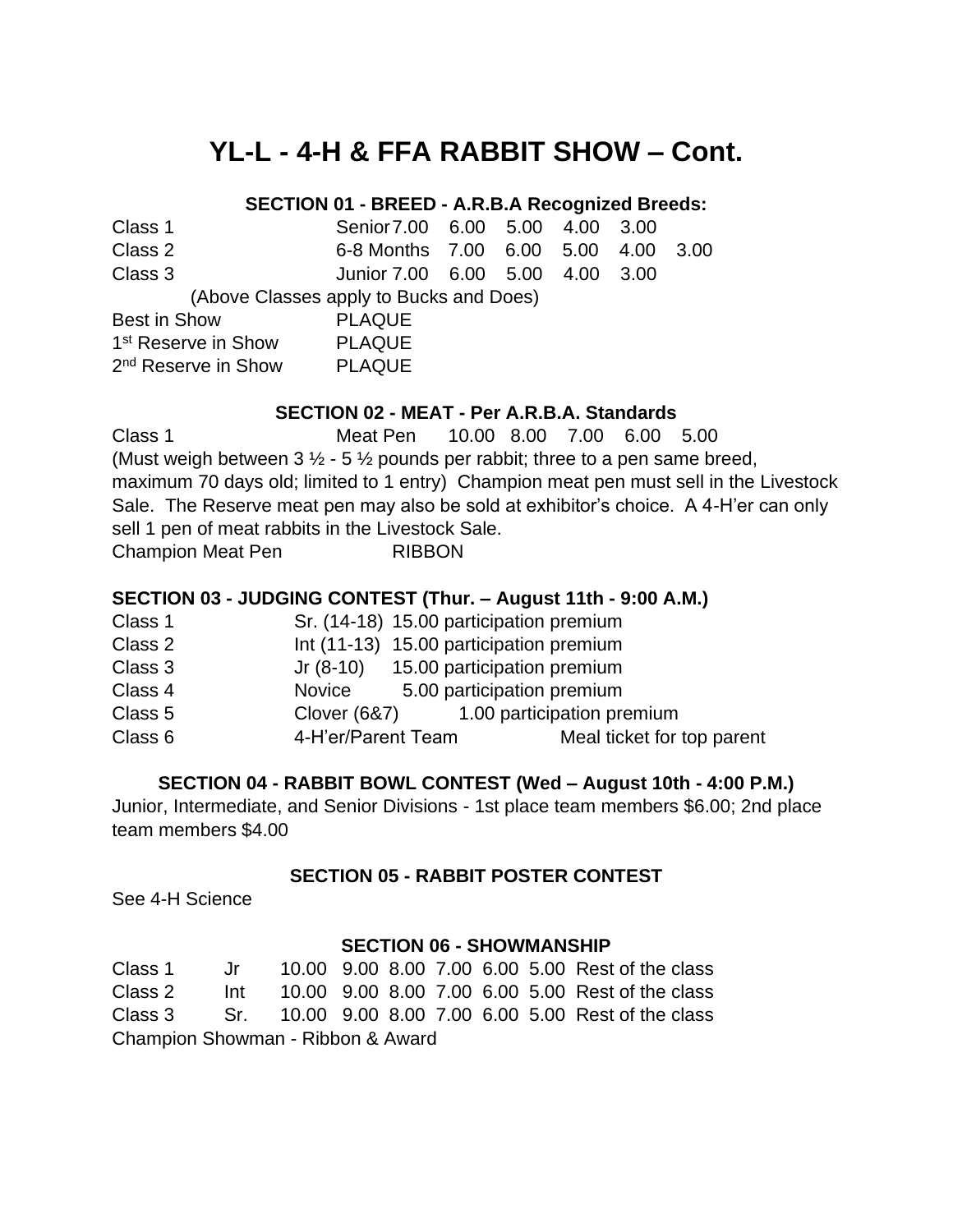# YL-L - 4-H & FFA RABBIT SHOW – Cont.

### SECTION 01 - BREED - A.R.B.A Recognized Breeds:

| | | | | | | |
|---|---|---|---|---|---|---|
| Class 1 | Senior | 7.00 | 6.00 | 5.00 | 4.00 | 3.00 |
| Class 2 | 6-8 Months | 7.00 | 6.00 | 5.00 | 4.00 | 3.00 |
| Class 3 | Junior | 7.00 | 6.00 | 5.00 | 4.00 | 3.00 |

(Above Classes apply to Bucks and Does)

Best in Show PLAQUE
1st Reserve in Show PLAQUE
2nd Reserve in Show PLAQUE

### SECTION 02 - MEAT - Per A.R.B.A. Standards

Class 1 Meat Pen 10.00 8.00 7.00 6.00 5.00

(Must weigh between 3 ½ - 5 ½ pounds per rabbit; three to a pen same breed, maximum 70 days old; limited to 1 entry) Champion meat pen must sell in the Livestock Sale. The Reserve meat pen may also be sold at exhibitor's choice. A 4-H'er can only sell 1 pen of meat rabbits in the Livestock Sale.

Champion Meat Pen RIBBON

### SECTION 03 - JUDGING CONTEST (Thur. – August 11th - 9:00 A.M.)

| | | |
|---|---|---|
| Class 1 | Sr. (14-18) | 15.00 participation premium |
| Class 2 | Int (11-13) | 15.00 participation premium |
| Class 3 | Jr (8-10) | 15.00 participation premium |
| Class 4 | Novice | 5.00 participation premium |
| Class 5 | Clover (6&7) | 1.00 participation premium |
| Class 6 | 4-H'er/Parent Team | Meal ticket for top parent |

### SECTION 04 - RABBIT BOWL CONTEST (Wed – August 10th - 4:00 P.M.)

Junior, Intermediate, and Senior Divisions - 1st place team members $6.00; 2nd place team members $4.00

### SECTION 05 - RABBIT POSTER CONTEST

See 4-H Science

### SECTION 06 - SHOWMANSHIP

| | | | | | | | | |
|---|---|---|---|---|---|---|---|---|
| Class 1 | Jr | 10.00 | 9.00 | 8.00 | 7.00 | 6.00 | 5.00 | Rest of the class |
| Class 2 | Int | 10.00 | 9.00 | 8.00 | 7.00 | 6.00 | 5.00 | Rest of the class |
| Class 3 | Sr. | 10.00 | 9.00 | 8.00 | 7.00 | 6.00 | 5.00 | Rest of the class |

Champion Showman - Ribbon & Award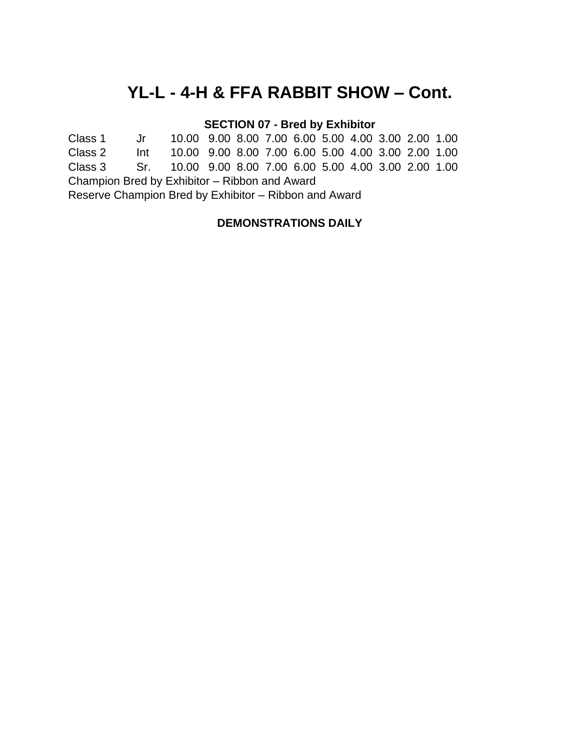# YL-L - 4-H & FFA RABBIT SHOW – Cont.

### SECTION 07 - Bred by Exhibitor

| | | | | | | | | | | | |
|---|---|---|---|---|---|---|---|---|---|---|---|
| Class 1 | Jr | 10.00 | 9.00 | 8.00 | 7.00 | 6.00 | 5.00 | 4.00 | 3.00 | 2.00 | 1.00 |
| Class 2 | Int | 10.00 | 9.00 | 8.00 | 7.00 | 6.00 | 5.00 | 4.00 | 3.00 | 2.00 | 1.00 |
| Class 3 | Sr. | 10.00 | 9.00 | 8.00 | 7.00 | 6.00 | 5.00 | 4.00 | 3.00 | 2.00 | 1.00 |

Champion Bred by Exhibitor – Ribbon and Award

Reserve Champion Bred by Exhibitor – Ribbon and Award

**DEMONSTRATIONS DAILY**